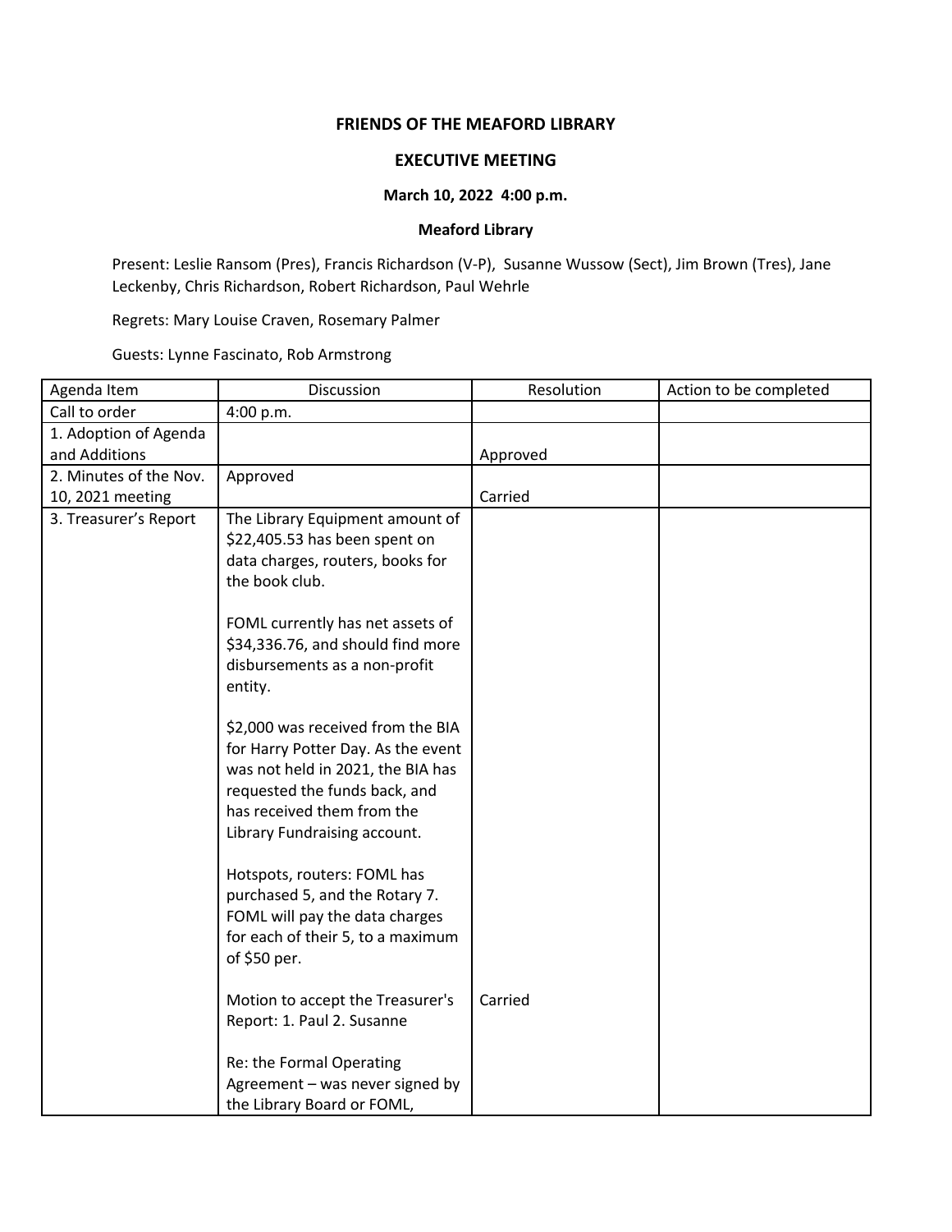**FRIENDS OF THE MEAFORD LIBRARY**

**EXECUTIVE MEETING**

**March 10, 2022 4:00 p.m.**

**Meaford Library**

Present: Leslie Ransom (Pres), Francis Richardson (V-P), Susanne Wussow (Sect), Jim Brown (Tres), Jane Leckenby, Chris Richardson, Robert Richardson, Paul Wehrle

Regrets: Mary Louise Craven, Rosemary Palmer

Guests: Lynne Fascinato, Rob Armstrong

| Agenda Item | Discussion | Resolution | Action to be completed |
|---|---|---|---|
| Call to order | 4:00 p.m. | | |
| 1. Adoption of Agenda and Additions | | Approved | |
| 2. Minutes of the Nov. 10, 2021 meeting | Approved | Carried | |
| 3. Treasurer's Report | The Library Equipment amount of $22,405.53 has been spent on data charges, routers, books for the book club.<br><br>FOML currently has net assets of $34,336.76, and should find more disbursements as a non-profit entity.<br><br>$2,000 was received from the BIA for Harry Potter Day. As the event was not held in 2021, the BIA has requested the funds back, and has received them from the Library Fundraising account.<br><br>Hotspots, routers: FOML has purchased 5, and the Rotary 7. FOML will pay the data charges for each of their 5, to a maximum of $50 per.<br><br>Motion to accept the Treasurer's Report: 1. Paul 2. Susanne<br><br>Re: the Formal Operating Agreement – was never signed by the Library Board or FOML, | Carried | |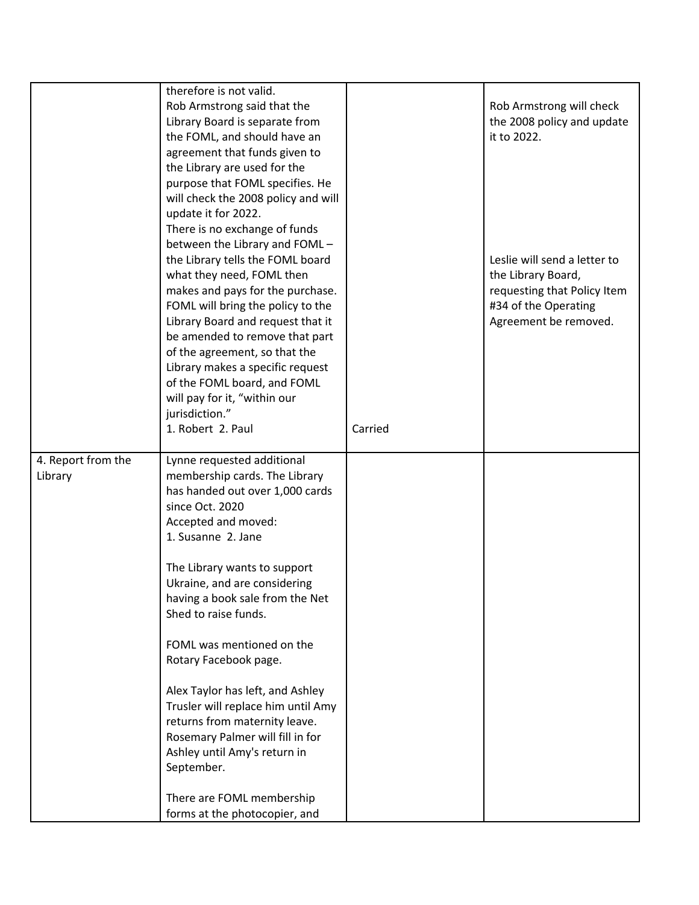| | | | |
|---|---|---|---|
| | therefore is not valid.<br>Rob Armstrong said that the Library Board is separate from the FOML, and should have an agreement that funds given to the Library are used for the purpose that FOML specifies. He will check the 2008 policy and will update it for 2022.<br>There is no exchange of funds between the Library and FOML – the Library tells the FOML board what they need, FOML then makes and pays for the purchase. FOML will bring the policy to the Library Board and request that it be amended to remove that part of the agreement, so that the Library makes a specific request of the FOML board, and FOML will pay for it, "within our jurisdiction."<br>1. Robert 2. Paul | Carried | Rob Armstrong will check the 2008 policy and update it to 2022.<br><br>Leslie will send a letter to the Library Board, requesting that Policy Item #34 of the Operating Agreement be removed. |
| 4. Report from the Library | Lynne requested additional membership cards. The Library has handed out over 1,000 cards since Oct. 2020<br>Accepted and moved:<br>1. Susanne 2. Jane<br><br>The Library wants to support Ukraine, and are considering having a book sale from the Net Shed to raise funds.<br><br>FOML was mentioned on the Rotary Facebook page.<br><br>Alex Taylor has left, and Ashley Trusler will replace him until Amy returns from maternity leave. Rosemary Palmer will fill in for Ashley until Amy's return in September.<br><br>There are FOML membership forms at the photocopier, and | | |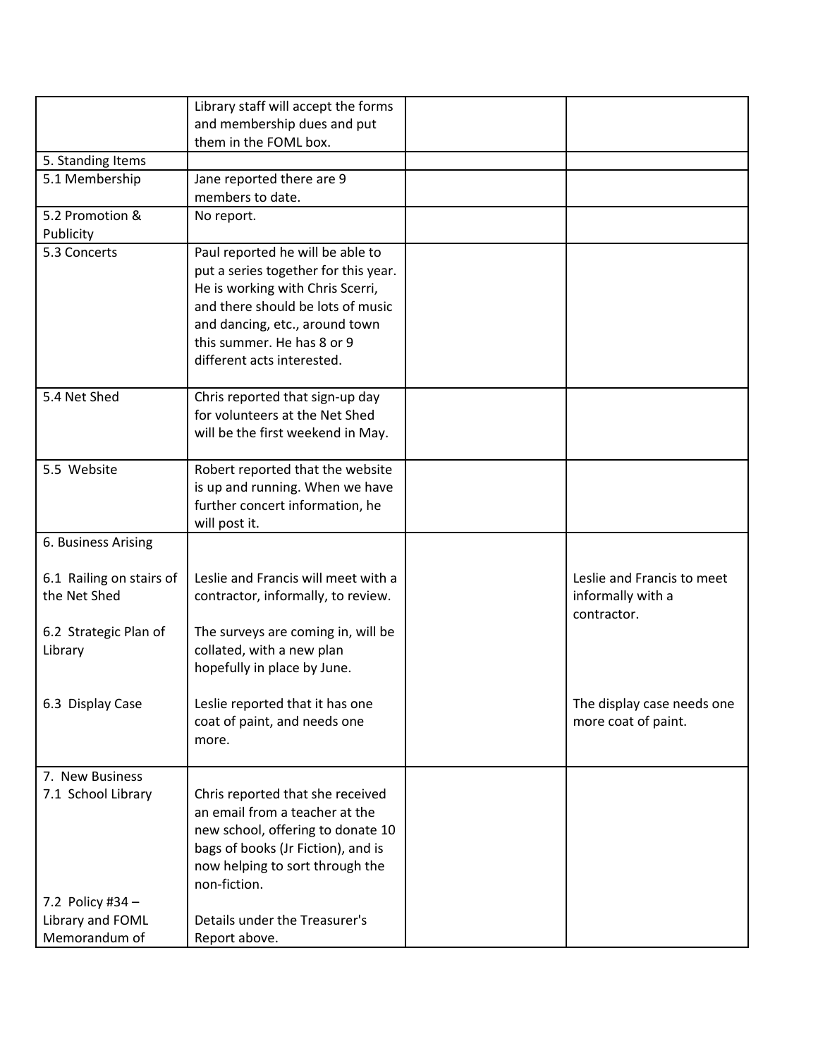| | | | |
|---|---|---|---|
| | Library staff will accept the forms and membership dues and put them in the FOML box. | | |
| 5. Standing Items | | | |
| 5.1 Membership | Jane reported there are 9 members to date. | | |
| 5.2 Promotion & Publicity | No report. | | |
| 5.3 Concerts | Paul reported he will be able to put a series together for this year. He is working with Chris Scerri, and there should be lots of music and dancing, etc., around town this summer. He has 8 or 9 different acts interested. | | |
| 5.4 Net Shed | Chris reported that sign-up day for volunteers at the Net Shed will be the first weekend in May. | | |
| 5.5 Website | Robert reported that the website is up and running. When we have further concert information, he will post it. | | |
| 6. Business Arising<br><br>6.1 Railing on stairs of the Net Shed<br><br>6.2 Strategic Plan of Library<br><br>6.3 Display Case | <br><br>Leslie and Francis will meet with a contractor, informally, to review.<br><br>The surveys are coming in, will be collated, with a new plan hopefully in place by June.<br><br>Leslie reported that it has one coat of paint, and needs one more. | | <br><br>Leslie and Francis to meet informally with a contractor.<br><br><br><br>The display case needs one more coat of paint. |
| 7. New Business<br>7.1 School Library<br><br>7.2 Policy #34 – Library and FOML Memorandum of | <br>Chris reported that she received an email from a teacher at the new school, offering to donate 10 bags of books (Jr Fiction), and is now helping to sort through the non-fiction.<br><br>Details under the Treasurer's Report above. | | |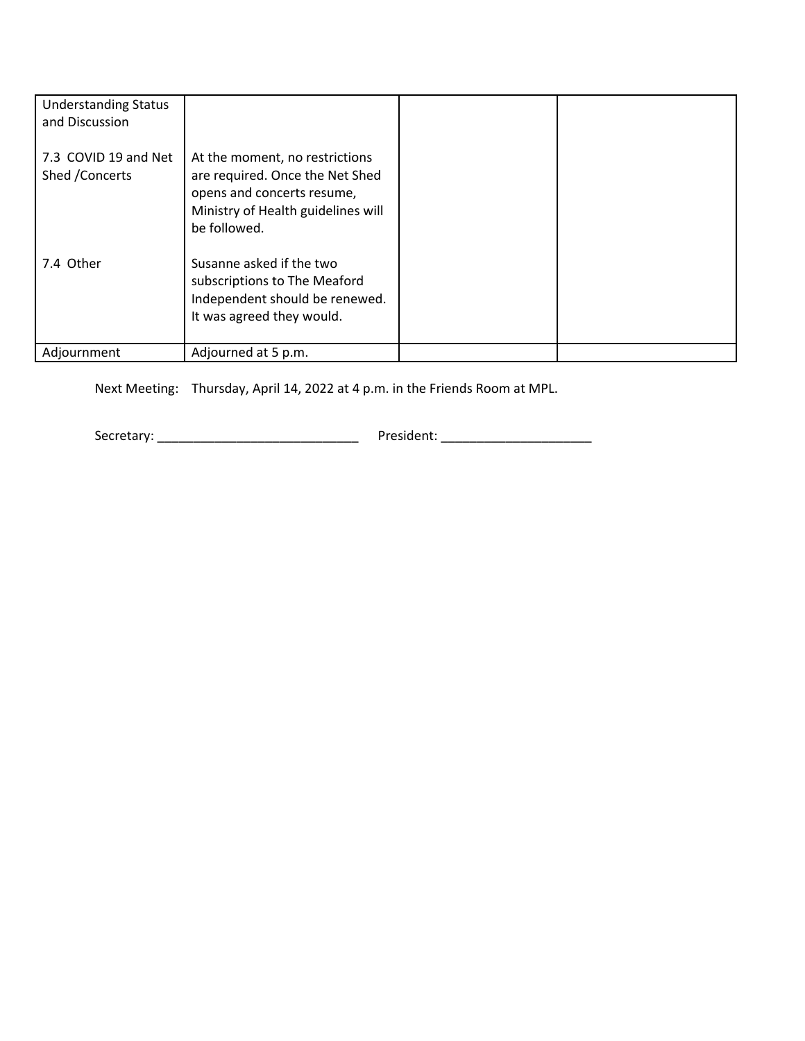| | | | |
|---|---|---|---|
| Understanding Status and Discussion<br><br>7.3 COVID 19 and Net Shed /Concerts<br><br>7.4 Other | <br><br>At the moment, no restrictions are required. Once the Net Shed opens and concerts resume, Ministry of Health guidelines will be followed.<br><br>Susanne asked if the two subscriptions to The Meaford Independent should be renewed. It was agreed they would. | | |
| Adjournment | Adjourned at 5 p.m. | | |

Next Meeting: Thursday, April 14, 2022 at 4 p.m. in the Friends Room at MPL.

Secretary: ____________________________ President: _____________________